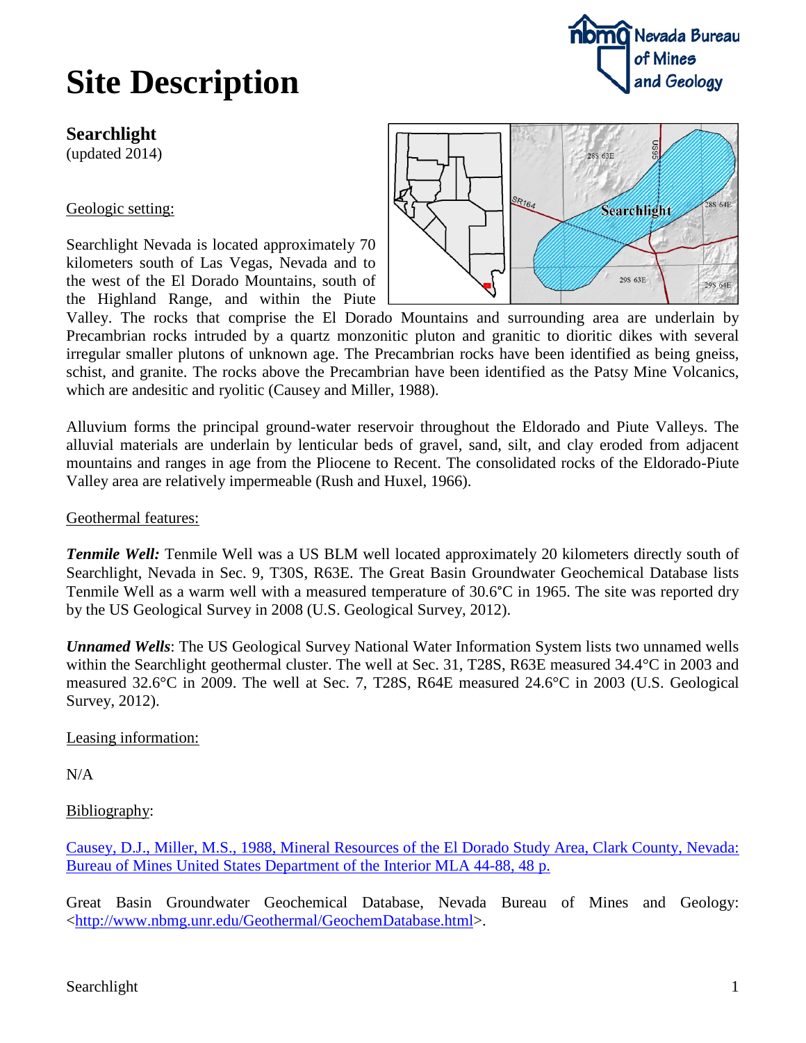# Site Description

## Searchlight

(updated 2014)

Geologic setting:

Searchlight Nevada is located approximately 70 kilometers south of Las Vegas, Nevada and to the west of the El Dorado Mountains, south of the Highland Range, and within the Piute Valley. The rocks that comprise the El Dorado Mountains and surrounding area are underlain by Precambrian rocks intruded by a quartz monzonitic pluton and granitic to dioritic dikes with several irregular smaller plutons of unknown age. The Precambrian rocks have been identified as being gneiss, schist, and granite. The rocks above the Precambrian have been identified as the Patsy Mine Volcanics, which are andesitic and ryolitic (Causey and Miller, 1988).

Alluvium forms the principal ground-water reservoir throughout the Eldorado and Piute Valleys. The alluvial materials are underlain by lenticular beds of gravel, sand, silt, and clay eroded from adjacent mountains and ranges in age from the Pliocene to Recent. The consolidated rocks of the Eldorado-Piute Valley area are relatively impermeable (Rush and Huxel, 1966).

Geothermal features:

***Tenmile Well:*** Tenmile Well was a US BLM well located approximately 20 kilometers directly south of Searchlight, Nevada in Sec. 9, T30S, R63E. The Great Basin Groundwater Geochemical Database lists Tenmile Well as a warm well with a measured temperature of 30.6°C in 1965. The site was reported dry by the US Geological Survey in 2008 (U.S. Geological Survey, 2012).

***Unnamed Wells***: The US Geological Survey National Water Information System lists two unnamed wells within the Searchlight geothermal cluster. The well at Sec. 31, T28S, R63E measured 34.4°C in 2003 and measured 32.6°C in 2009. The well at Sec. 7, T28S, R64E measured 24.6°C in 2003 (U.S. Geological Survey, 2012).

Leasing information:

N/A

Bibliography:

Causey, D.J., Miller, M.S., 1988, Mineral Resources of the El Dorado Study Area, Clark County, Nevada: Bureau of Mines United States Department of the Interior MLA 44-88, 48 p.

Great Basin Groundwater Geochemical Database, Nevada Bureau of Mines and Geology: <http://www.nbmg.unr.edu/Geothermal/GeochemDatabase.html>.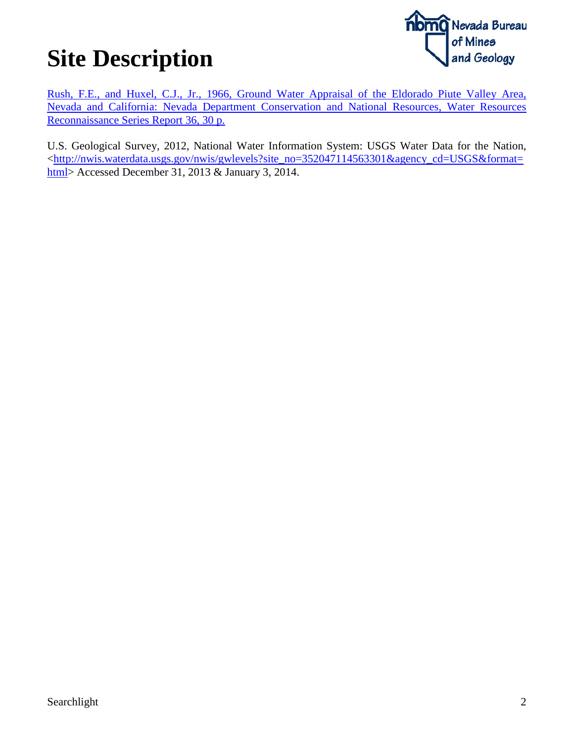# Site Description

Rush, F.E., and Huxel, C.J., Jr., 1966, Ground Water Appraisal of the Eldorado Piute Valley Area, Nevada and California: Nevada Department Conservation and National Resources, Water Resources Reconnaissance Series Report 36, 30 p.

U.S. Geological Survey, 2012, National Water Information System: USGS Water Data for the Nation, <http://nwis.waterdata.usgs.gov/nwis/gwlevels?site_no=352047114563301&agency_cd=USGS&format=html> Accessed December 31, 2013 & January 3, 2014.